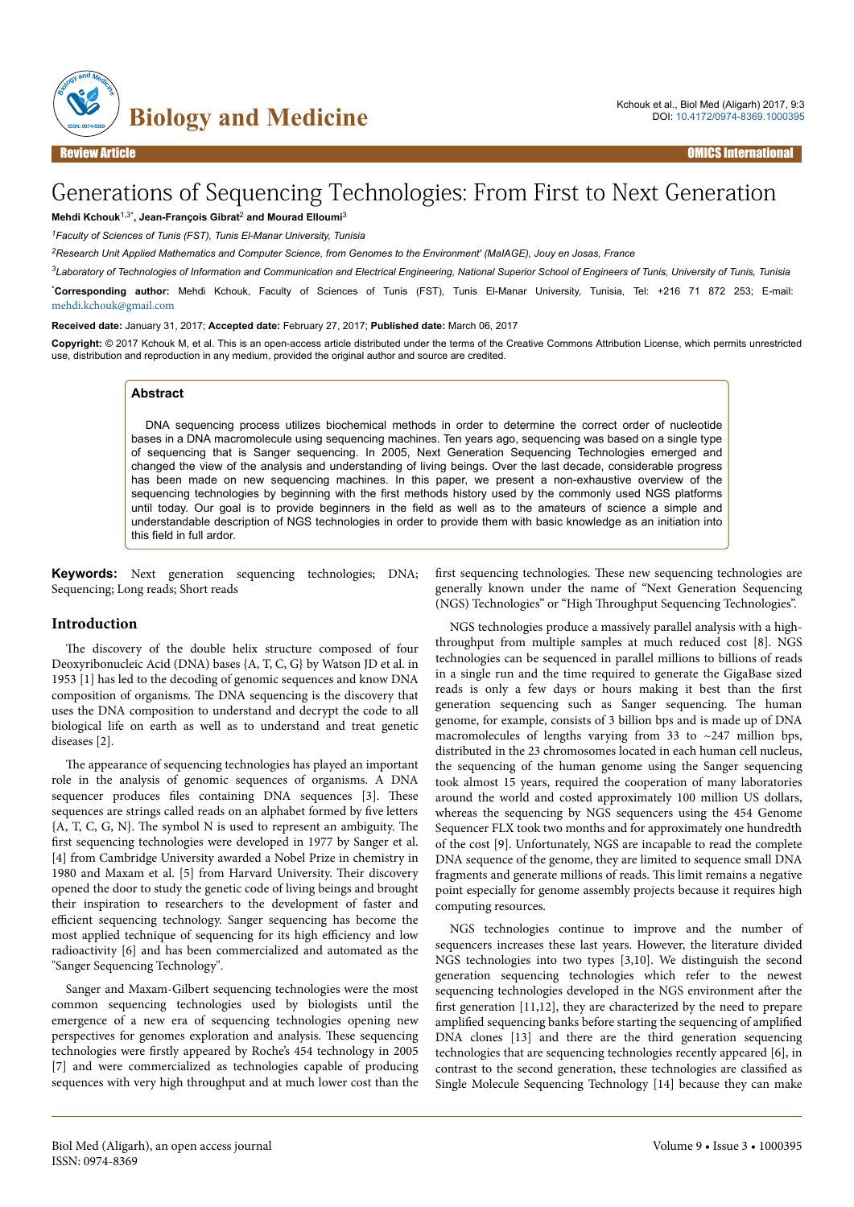Review Article

# Generations of Sequencing Technologies: From First to Next Generation

**Mehdi Kchouk**[1,3]*, **Jean-François Gibrat**[2] **and Mourad Elloumi**[3]

[1]*Faculty of Sciences of Tunis (FST), Tunis El-Manar University, Tunisia*

[2]*Research Unit Applied Mathematics and Computer Science, from Genomes to the Environment' (MaIAGE), Jouy en Josas, France*

[3]*Laboratory of Technologies of Information and Communication and Electrical Engineering, National Superior School of Engineers of Tunis, University of Tunis, Tunisia*

***Corresponding author:** Mehdi Kchouk, Faculty of Sciences of Tunis (FST), Tunis El-Manar University, Tunisia, Tel: +216 71 872 253; E-mail: mehdi.kchouk@gmail.com

**Received date:** January 31, 2017; **Accepted date:** February 27, 2017; **Published date:** March 06, 2017

**Copyright:** © 2017 Kchouk M, et al. This is an open-access article distributed under the terms of the Creative Commons Attribution License, which permits unrestricted use, distribution and reproduction in any medium, provided the original author and source are credited.

## Abstract

DNA sequencing process utilizes biochemical methods in order to determine the correct order of nucleotide bases in a DNA macromolecule using sequencing machines. Ten years ago, sequencing was based on a single type of sequencing that is Sanger sequencing. In 2005, Next Generation Sequencing Technologies emerged and changed the view of the analysis and understanding of living beings. Over the last decade, considerable progress has been made on new sequencing machines. In this paper, we present a non-exhaustive overview of the sequencing technologies by beginning with the first methods history used by the commonly used NGS platforms until today. Our goal is to provide beginners in the field as well as to the amateurs of science a simple and understandable description of NGS technologies in order to provide them with basic knowledge as an initiation into this field in full ardor.

**Keywords:** Next generation sequencing technologies; DNA; Sequencing; Long reads; Short reads

## Introduction

The discovery of the double helix structure composed of four Deoxyribonucleic Acid (DNA) bases {A, T, C, G} by Watson JD et al. in 1953 [1] has led to the decoding of genomic sequences and know DNA composition of organisms. The DNA sequencing is the discovery that uses the DNA composition to understand and decrypt the code to all biological life on earth as well as to understand and treat genetic diseases [2].

The appearance of sequencing technologies has played an important role in the analysis of genomic sequences of organisms. A DNA sequencer produces files containing DNA sequences [3]. These sequences are strings called reads on an alphabet formed by five letters {A, T, C, G, N}. The symbol N is used to represent an ambiguity. The first sequencing technologies were developed in 1977 by Sanger et al. [4] from Cambridge University awarded a Nobel Prize in chemistry in 1980 and Maxam et al. [5] from Harvard University. Their discovery opened the door to study the genetic code of living beings and brought their inspiration to researchers to the development of faster and efficient sequencing technology. Sanger sequencing has become the most applied technique of sequencing for its high efficiency and low radioactivity [6] and has been commercialized and automated as the "Sanger Sequencing Technology".

Sanger and Maxam-Gilbert sequencing technologies were the most common sequencing technologies used by biologists until the emergence of a new era of sequencing technologies opening new perspectives for genomes exploration and analysis. These sequencing technologies were firstly appeared by Roche's 454 technology in 2005 [7] and were commercialized as technologies capable of producing sequences with very high throughput and at much lower cost than the first sequencing technologies. These new sequencing technologies are generally known under the name of "Next Generation Sequencing (NGS) Technologies" or "High Throughput Sequencing Technologies".

NGS technologies produce a massively parallel analysis with a high-throughput from multiple samples at much reduced cost [8]. NGS technologies can be sequenced in parallel millions to billions of reads in a single run and the time required to generate the GigaBase sized reads is only a few days or hours making it best than the first generation sequencing such as Sanger sequencing. The human genome, for example, consists of 3 billion bps and is made up of DNA macromolecules of lengths varying from 33 to ~247 million bps, distributed in the 23 chromosomes located in each human cell nucleus, the sequencing of the human genome using the Sanger sequencing took almost 15 years, required the cooperation of many laboratories around the world and costed approximately 100 million US dollars, whereas the sequencing by NGS sequencers using the 454 Genome Sequencer FLX took two months and for approximately one hundredth of the cost [9]. Unfortunately, NGS are incapable to read the complete DNA sequence of the genome, they are limited to sequence small DNA fragments and generate millions of reads. This limit remains a negative point especially for genome assembly projects because it requires high computing resources.

NGS technologies continue to improve and the number of sequencers increases these last years. However, the literature divided NGS technologies into two types [3,10]. We distinguish the second generation sequencing technologies which refer to the newest sequencing technologies developed in the NGS environment after the first generation [11,12], they are characterized by the need to prepare amplified sequencing banks before starting the sequencing of amplified DNA clones [13] and there are the third generation sequencing technologies that are sequencing technologies recently appeared [6], in contrast to the second generation, these technologies are classified as Single Molecule Sequencing Technology [14] because they can make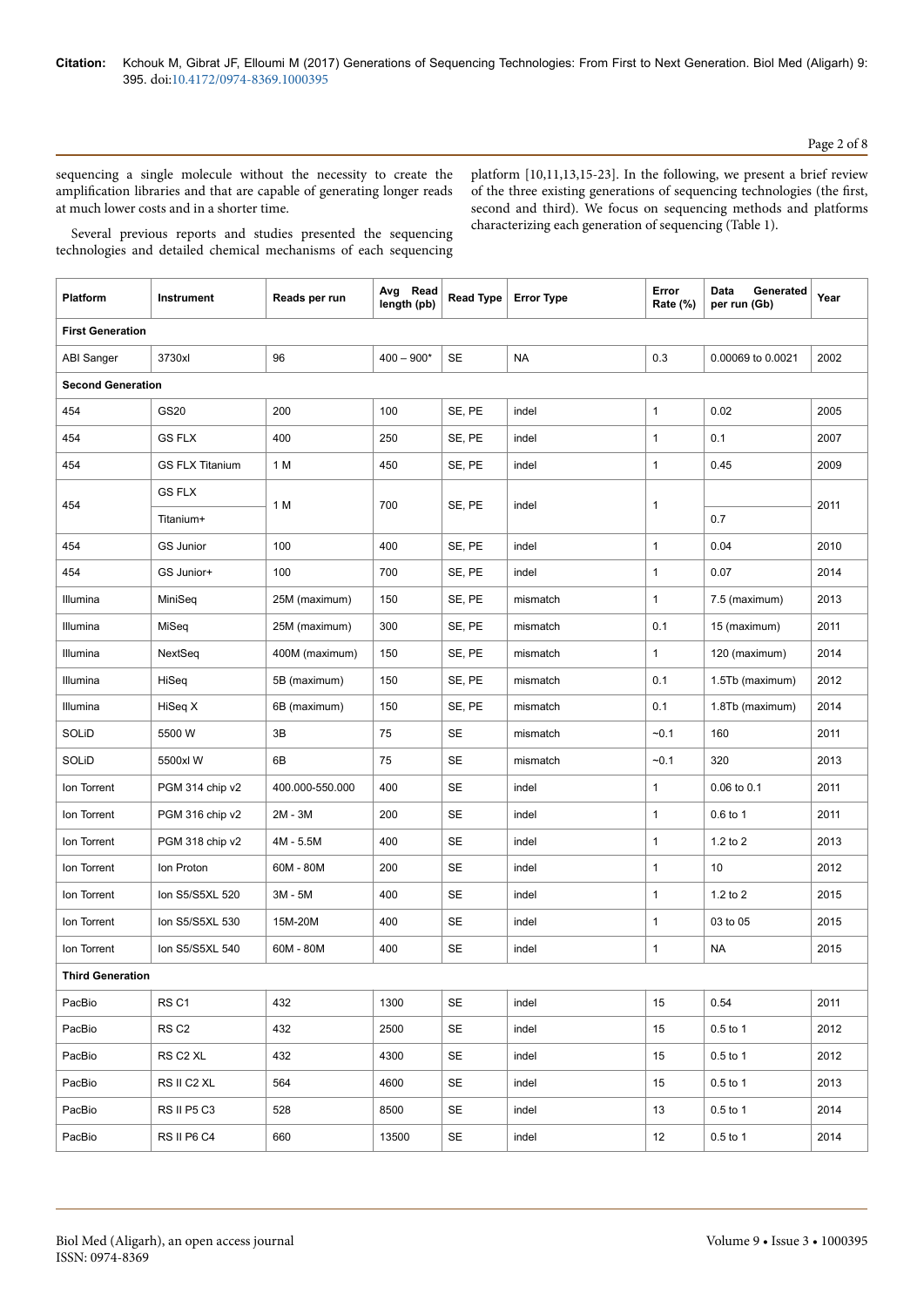sequencing a single molecule without the necessity to create the amplification libraries and that are capable of generating longer reads at much lower costs and in a shorter time.

Several previous reports and studies presented the sequencing technologies and detailed chemical mechanisms of each sequencing platform [10,11,13,15-23]. In the following, we present a brief review of the three existing generations of sequencing technologies (the first, second and third). We focus on sequencing methods and platforms characterizing each generation of sequencing (Table 1).

| Platform | Instrument | Reads per run | Avg Read length (pb) | Read Type | Error Type | Error Rate (%) | Data Generated per run (Gb) | Year |
|---|---|---|---|---|---|---|---|---|
| **First Generation** | | | | | | | | |
| ABI Sanger | 3730xl | 96 | 400 – 900* | SE | NA | 0.3 | 0.00069 to 0.0021 | 2002 |
| **Second Generation** | | | | | | | | |
| 454 | GS20 | 200 | 100 | SE, PE | indel | 1 | 0.02 | 2005 |
| 454 | GS FLX | 400 | 250 | SE, PE | indel | 1 | 0.1 | 2007 |
| 454 | GS FLX Titanium | 1 M | 450 | SE, PE | indel | 1 | 0.45 | 2009 |
| 454 | GS FLX Titanium+ | 1 M | 700 | SE, PE | indel | 1 | 0.7 | 2011 |
| 454 | GS Junior | 100 | 400 | SE, PE | indel | 1 | 0.04 | 2010 |
| 454 | GS Junior+ | 100 | 700 | SE, PE | indel | 1 | 0.07 | 2014 |
| Illumina | MiniSeq | 25M (maximum) | 150 | SE, PE | mismatch | 1 | 7.5 (maximum) | 2013 |
| Illumina | MiSeq | 25M (maximum) | 300 | SE, PE | mismatch | 0.1 | 15 (maximum) | 2011 |
| Illumina | NextSeq | 400M (maximum) | 150 | SE, PE | mismatch | 1 | 120 (maximum) | 2014 |
| Illumina | HiSeq | 5B (maximum) | 150 | SE, PE | mismatch | 0.1 | 1.5Tb (maximum) | 2012 |
| Illumina | HiSeq X | 6B (maximum) | 150 | SE, PE | mismatch | 0.1 | 1.8Tb (maximum) | 2014 |
| SOLiD | 5500 W | 3B | 75 | SE | mismatch | ~0.1 | 160 | 2011 |
| SOLiD | 5500xl W | 6B | 75 | SE | mismatch | ~0.1 | 320 | 2013 |
| Ion Torrent | PGM 314 chip v2 | 400.000-550.000 | 400 | SE | indel | 1 | 0.06 to 0.1 | 2011 |
| Ion Torrent | PGM 316 chip v2 | 2M - 3M | 200 | SE | indel | 1 | 0.6 to 1 | 2011 |
| Ion Torrent | PGM 318 chip v2 | 4M - 5.5M | 400 | SE | indel | 1 | 1.2 to 2 | 2013 |
| Ion Torrent | Ion Proton | 60M - 80M | 200 | SE | indel | 1 | 10 | 2012 |
| Ion Torrent | Ion S5/S5XL 520 | 3M - 5M | 400 | SE | indel | 1 | 1.2 to 2 | 2015 |
| Ion Torrent | Ion S5/S5XL 530 | 15M-20M | 400 | SE | indel | 1 | 03 to 05 | 2015 |
| Ion Torrent | Ion S5/S5XL 540 | 60M - 80M | 400 | SE | indel | 1 | NA | 2015 |
| **Third Generation** | | | | | | | | |
| PacBio | RS C1 | 432 | 1300 | SE | indel | 15 | 0.54 | 2011 |
| PacBio | RS C2 | 432 | 2500 | SE | indel | 15 | 0.5 to 1 | 2012 |
| PacBio | RS C2 XL | 432 | 4300 | SE | indel | 15 | 0.5 to 1 | 2012 |
| PacBio | RS II C2 XL | 564 | 4600 | SE | indel | 15 | 0.5 to 1 | 2013 |
| PacBio | RS II P5 C3 | 528 | 8500 | SE | indel | 13 | 0.5 to 1 | 2014 |
| PacBio | RS II P6 C4 | 660 | 13500 | SE | indel | 12 | 0.5 to 1 | 2014 |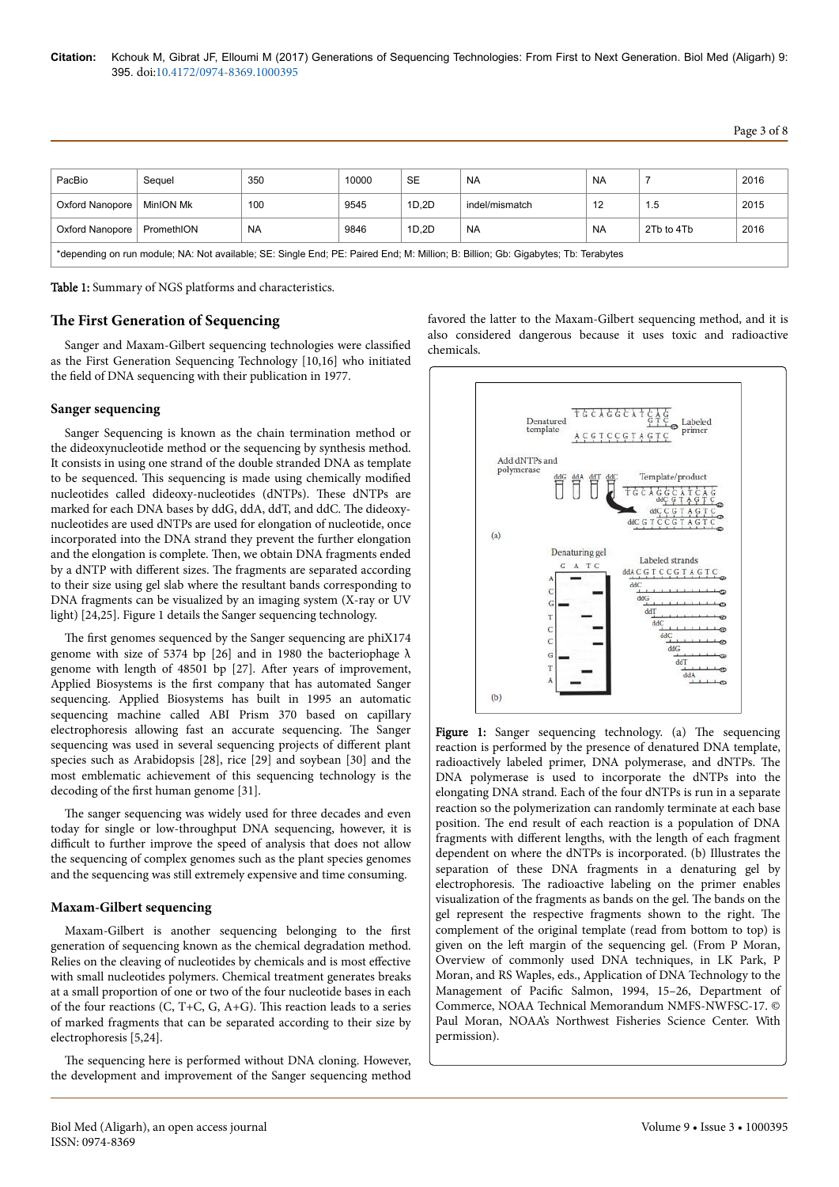| | | | | | | | | |
|---|---|---|---|---|---|---|---|---|
| PacBio | Sequel | 350 | 10000 | SE | NA | NA | 7 | 2016 |
| Oxford Nanopore | MinION Mk | 100 | 9545 | 1D,2D | indel/mismatch | 12 | 1.5 | 2015 |
| Oxford Nanopore | PromethION | NA | 9846 | 1D,2D | NA | NA | 2Tb to 4Tb | 2016 |

*depending on run module; NA: Not available; SE: Single End; PE: Paired End; M: Million; B: Billion; Gb: Gigabytes; Tb: Terabytes

**Table 1:** Summary of NGS platforms and characteristics.

## The First Generation of Sequencing

Sanger and Maxam-Gilbert sequencing technologies were classified as the First Generation Sequencing Technology [10,16] who initiated the field of DNA sequencing with their publication in 1977.

### Sanger sequencing

Sanger Sequencing is known as the chain termination method or the dideoxynucleotide method or the sequencing by synthesis method. It consists in using one strand of the double stranded DNA as template to be sequenced. This sequencing is made using chemically modified nucleotides called dideoxy-nucleotides (dNTPs). These dNTPs are marked for each DNA bases by ddG, ddA, ddT, and ddC. The dideoxynucleotides are used dNTPs are used for elongation of nucleotide, once incorporated into the DNA strand they prevent the further elongation and the elongation is complete. Then, we obtain DNA fragments ended by a dNTP with different sizes. The fragments are separated according to their size using gel slab where the resultant bands corresponding to DNA fragments can be visualized by an imaging system (X-ray or UV light) [24,25]. Figure 1 details the Sanger sequencing technology.

The first genomes sequenced by the Sanger sequencing are phiX174 genome with size of 5374 bp [26] and in 1980 the bacteriophage λ genome with length of 48501 bp [27]. After years of improvement, Applied Biosystems is the first company that has automated Sanger sequencing. Applied Biosystems has built in 1995 an automatic sequencing machine called ABI Prism 370 based on capillary electrophoresis allowing fast an accurate sequencing. The Sanger sequencing was used in several sequencing projects of different plant species such as Arabidopsis [28], rice [29] and soybean [30] and the most emblematic achievement of this sequencing technology is the decoding of the first human genome [31].

The sanger sequencing was widely used for three decades and even today for single or low-throughput DNA sequencing, however, it is difficult to further improve the speed of analysis that does not allow the sequencing of complex genomes such as the plant species genomes and the sequencing was still extremely expensive and time consuming.

### Maxam-Gilbert sequencing

Maxam-Gilbert is another sequencing belonging to the first generation of sequencing known as the chemical degradation method. Relies on the cleaving of nucleotides by chemicals and is most effective with small nucleotides polymers. Chemical treatment generates breaks at a small proportion of one or two of the four nucleotide bases in each of the four reactions (C, T+C, G, A+G). This reaction leads to a series of marked fragments that can be separated according to their size by electrophoresis [5,24].

The sequencing here is performed without DNA cloning. However, the development and improvement of the Sanger sequencing method favored the latter to the Maxam-Gilbert sequencing method, and it is also considered dangerous because it uses toxic and radioactive chemicals.

**Figure 1:** Sanger sequencing technology. (a) The sequencing reaction is performed by the presence of denatured DNA template, radioactively labeled primer, DNA polymerase, and dNTPs. The DNA polymerase is used to incorporate the dNTPs into the elongating DNA strand. Each of the four dNTPs is run in a separate reaction so the polymerization can randomly terminate at each base position. The end result of each reaction is a population of DNA fragments with different lengths, with the length of each fragment dependent on where the dNTPs is incorporated. (b) Illustrates the separation of these DNA fragments in a denaturing gel by electrophoresis. The radioactive labeling on the primer enables visualization of the fragments as bands on the gel. The bands on the gel represent the respective fragments shown to the right. The complement of the original template (read from bottom to top) is given on the left margin of the sequencing gel. (From P Moran, Overview of commonly used DNA techniques, in LK Park, P Moran, and RS Waples, eds., Application of DNA Technology to the Management of Pacific Salmon, 1994, 15–26, Department of Commerce, NOAA Technical Memorandum NMFS-NWFSC-17. © Paul Moran, NOAA's Northwest Fisheries Science Center. With permission).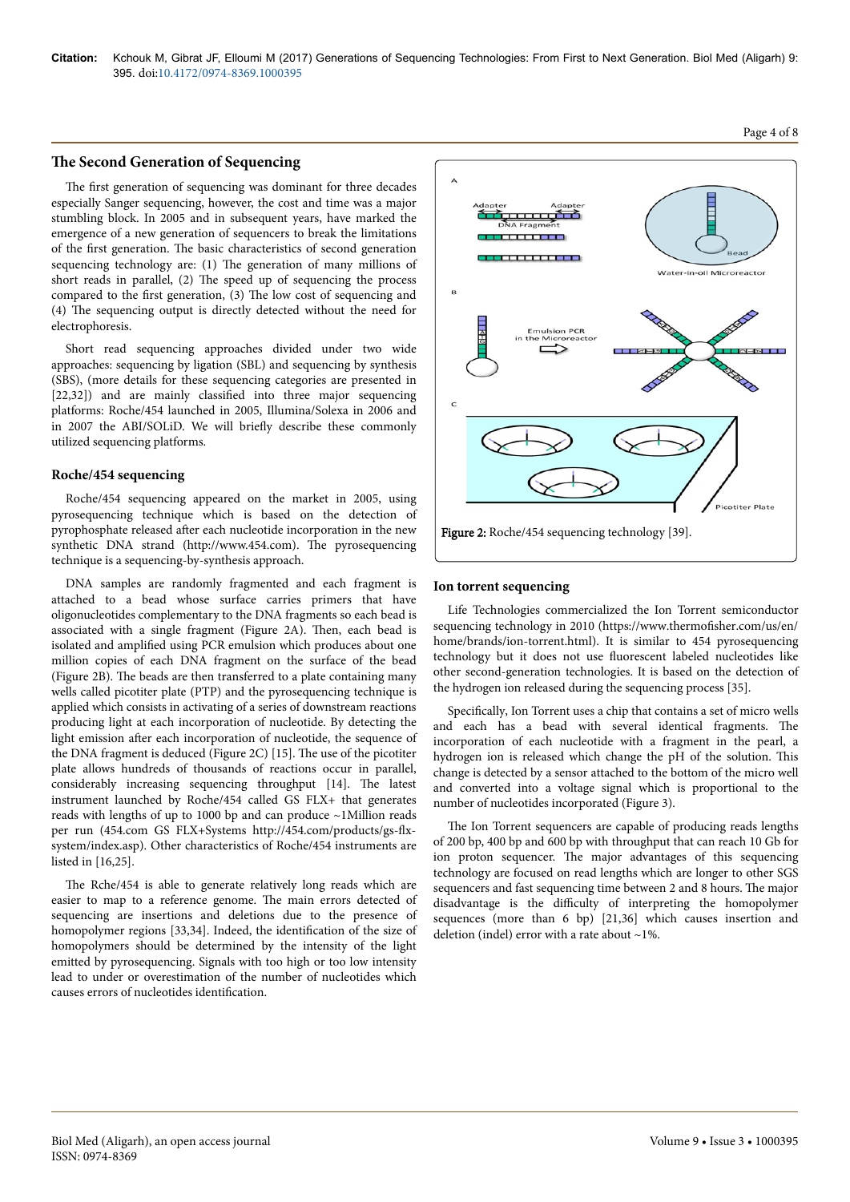## The Second Generation of Sequencing

The first generation of sequencing was dominant for three decades especially Sanger sequencing, however, the cost and time was a major stumbling block. In 2005 and in subsequent years, have marked the emergence of a new generation of sequencers to break the limitations of the first generation. The basic characteristics of second generation sequencing technology are: (1) The generation of many millions of short reads in parallel, (2) The speed up of sequencing the process compared to the first generation, (3) The low cost of sequencing and (4) The sequencing output is directly detected without the need for electrophoresis.

Short read sequencing approaches divided under two wide approaches: sequencing by ligation (SBL) and sequencing by synthesis (SBS), (more details for these sequencing categories are presented in [22,32]) and are mainly classified into three major sequencing platforms: Roche/454 launched in 2005, Illumina/Solexa in 2006 and in 2007 the ABI/SOLiD. We will briefly describe these commonly utilized sequencing platforms.

### Roche/454 sequencing

Roche/454 sequencing appeared on the market in 2005, using pyrosequencing technique which is based on the detection of pyrophosphate released after each nucleotide incorporation in the new synthetic DNA strand (http://www.454.com). The pyrosequencing technique is a sequencing-by-synthesis approach.

DNA samples are randomly fragmented and each fragment is attached to a bead whose surface carries primers that have oligonucleotides complementary to the DNA fragments so each bead is associated with a single fragment (Figure 2A). Then, each bead is isolated and amplified using PCR emulsion which produces about one million copies of each DNA fragment on the surface of the bead (Figure 2B). The beads are then transferred to a plate containing many wells called picotiter plate (PTP) and the pyrosequencing technique is applied which consists in activating of a series of downstream reactions producing light at each incorporation of nucleotide. By detecting the light emission after each incorporation of nucleotide, the sequence of the DNA fragment is deduced (Figure 2C) [15]. The use of the picotiter plate allows hundreds of thousands of reactions occur in parallel, considerably increasing sequencing throughput [14]. The latest instrument launched by Roche/454 called GS FLX+ that generates reads with lengths of up to 1000 bp and can produce ~1Million reads per run (454.com GS FLX+Systems http://454.com/products/gs-flx-system/index.asp). Other characteristics of Roche/454 instruments are listed in [16,25].

The Rche/454 is able to generate relatively long reads which are easier to map to a reference genome. The main errors detected of sequencing are insertions and deletions due to the presence of homopolymer regions [33,34]. Indeed, the identification of the size of homopolymers should be determined by the intensity of the light emitted by pyrosequencing. Signals with too high or too low intensity lead to under or overestimation of the number of nucleotides which causes errors of nucleotides identification.

**Figure 2:** Roche/454 sequencing technology [39].

### Ion torrent sequencing

Life Technologies commercialized the Ion Torrent semiconductor sequencing technology in 2010 (https://www.thermofisher.com/us/en/home/brands/ion-torrent.html). It is similar to 454 pyrosequencing technology but it does not use fluorescent labeled nucleotides like other second-generation technologies. It is based on the detection of the hydrogen ion released during the sequencing process [35].

Specifically, Ion Torrent uses a chip that contains a set of micro wells and each has a bead with several identical fragments. The incorporation of each nucleotide with a fragment in the pearl, a hydrogen ion is released which change the pH of the solution. This change is detected by a sensor attached to the bottom of the micro well and converted into a voltage signal which is proportional to the number of nucleotides incorporated (Figure 3).

The Ion Torrent sequencers are capable of producing reads lengths of 200 bp, 400 bp and 600 bp with throughput that can reach 10 Gb for ion proton sequencer. The major advantages of this sequencing technology are focused on read lengths which are longer to other SGS sequencers and fast sequencing time between 2 and 8 hours. The major disadvantage is the difficulty of interpreting the homopolymer sequences (more than 6 bp) [21,36] which causes insertion and deletion (indel) error with a rate about ~1%.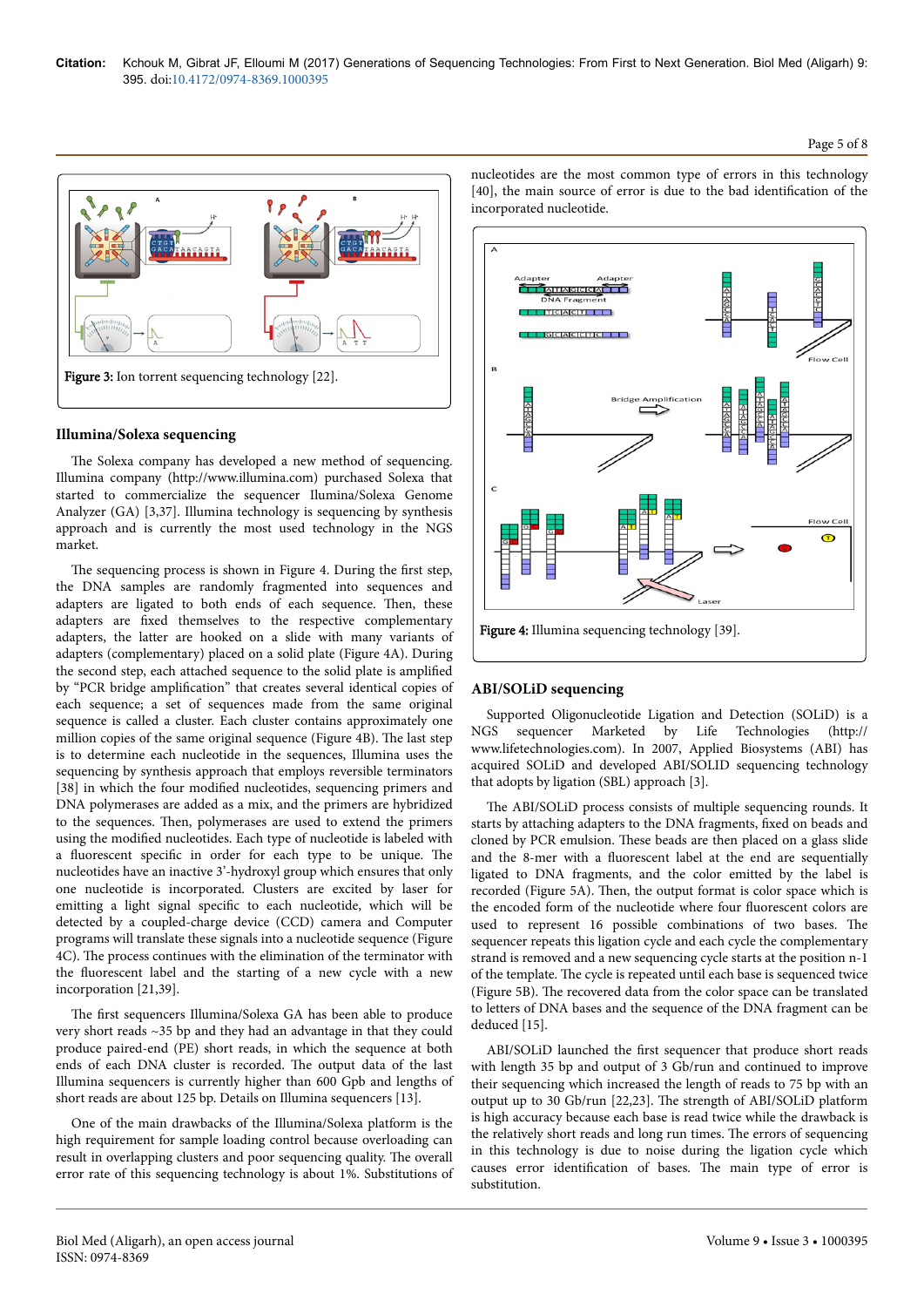Figure 3: Ion torrent sequencing technology [22].

## Illumina/Solexa sequencing

The Solexa company has developed a new method of sequencing. Illumina company (http://www.illumina.com) purchased Solexa that started to commercialize the sequencer Ilumina/Solexa Genome Analyzer (GA) [3,37]. Illumina technology is sequencing by synthesis approach and is currently the most used technology in the NGS market.

The sequencing process is shown in Figure 4. During the first step, the DNA samples are randomly fragmented into sequences and adapters are ligated to both ends of each sequence. Then, these adapters are fixed themselves to the respective complementary adapters, the latter are hooked on a slide with many variants of adapters (complementary) placed on a solid plate (Figure 4A). During the second step, each attached sequence to the solid plate is amplified by "PCR bridge amplification" that creates several identical copies of each sequence; a set of sequences made from the same original sequence is called a cluster. Each cluster contains approximately one million copies of the same original sequence (Figure 4B). The last step is to determine each nucleotide in the sequences, Illumina uses the sequencing by synthesis approach that employs reversible terminators [38] in which the four modified nucleotides, sequencing primers and DNA polymerases are added as a mix, and the primers are hybridized to the sequences. Then, polymerases are used to extend the primers using the modified nucleotides. Each type of nucleotide is labeled with a fluorescent specific in order for each type to be unique. The nucleotides have an inactive 3'-hydroxyl group which ensures that only one nucleotide is incorporated. Clusters are excited by laser for emitting a light signal specific to each nucleotide, which will be detected by a coupled-charge device (CCD) camera and Computer programs will translate these signals into a nucleotide sequence (Figure 4C). The process continues with the elimination of the terminator with the fluorescent label and the starting of a new cycle with a new incorporation [21,39].

The first sequencers Illumina/Solexa GA has been able to produce very short reads ~35 bp and they had an advantage in that they could produce paired-end (PE) short reads, in which the sequence at both ends of each DNA cluster is recorded. The output data of the last Illumina sequencers is currently higher than 600 Gpb and lengths of short reads are about 125 bp. Details on Illumina sequencers [13].

One of the main drawbacks of the Illumina/Solexa platform is the high requirement for sample loading control because overloading can result in overlapping clusters and poor sequencing quality. The overall error rate of this sequencing technology is about 1%. Substitutions of nucleotides are the most common type of errors in this technology [40], the main source of error is due to the bad identification of the incorporated nucleotide.

Figure 4: Illumina sequencing technology [39].

## ABI/SOLiD sequencing

Supported Oligonucleotide Ligation and Detection (SOLiD) is a NGS sequencer Marketed by Life Technologies (http://www.lifetechnologies.com). In 2007, Applied Biosystems (ABI) has acquired SOLiD and developed ABI/SOLID sequencing technology that adopts by ligation (SBL) approach [3].

The ABI/SOLiD process consists of multiple sequencing rounds. It starts by attaching adapters to the DNA fragments, fixed on beads and cloned by PCR emulsion. These beads are then placed on a glass slide and the 8-mer with a fluorescent label at the end are sequentially ligated to DNA fragments, and the color emitted by the label is recorded (Figure 5A). Then, the output format is color space which is the encoded form of the nucleotide where four fluorescent colors are used to represent 16 possible combinations of two bases. The sequencer repeats this ligation cycle and each cycle the complementary strand is removed and a new sequencing cycle starts at the position n-1 of the template. The cycle is repeated until each base is sequenced twice (Figure 5B). The recovered data from the color space can be translated to letters of DNA bases and the sequence of the DNA fragment can be deduced [15].

ABI/SOLiD launched the first sequencer that produce short reads with length 35 bp and output of 3 Gb/run and continued to improve their sequencing which increased the length of reads to 75 bp with an output up to 30 Gb/run [22,23]. The strength of ABI/SOLiD platform is high accuracy because each base is read twice while the drawback is the relatively short reads and long run times. The errors of sequencing in this technology is due to noise during the ligation cycle which causes error identification of bases. The main type of error is substitution.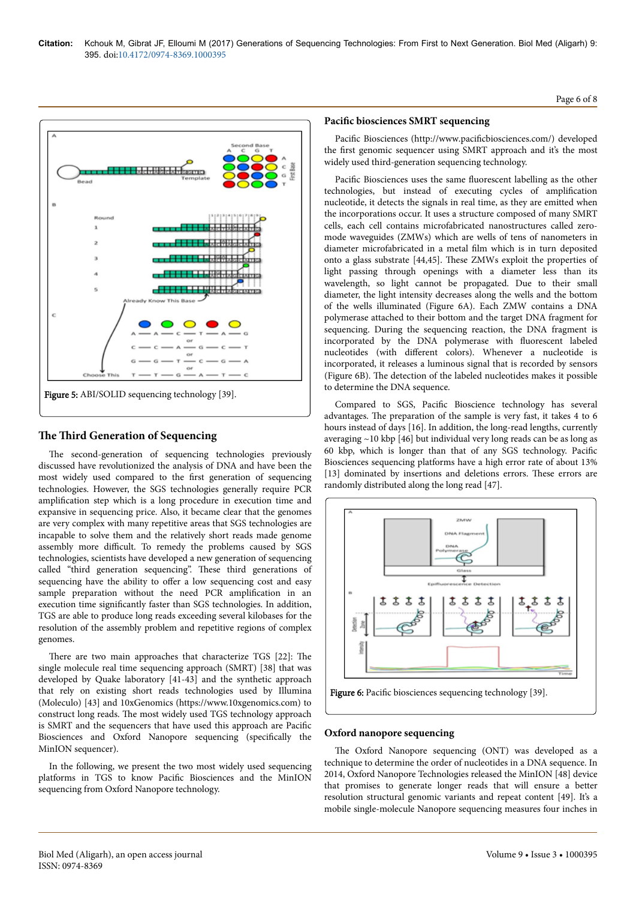Figure 5: ABI/SOLID sequencing technology [39].

## The Third Generation of Sequencing

The second-generation of sequencing technologies previously discussed have revolutionized the analysis of DNA and have been the most widely used compared to the first generation of sequencing technologies. However, the SGS technologies generally require PCR amplification step which is a long procedure in execution time and expansive in sequencing price. Also, it became clear that the genomes are very complex with many repetitive areas that SGS technologies are incapable to solve them and the relatively short reads made genome assembly more difficult. To remedy the problems caused by SGS technologies, scientists have developed a new generation of sequencing called "third generation sequencing". These third generations of sequencing have the ability to offer a low sequencing cost and easy sample preparation without the need PCR amplification in an execution time significantly faster than SGS technologies. In addition, TGS are able to produce long reads exceeding several kilobases for the resolution of the assembly problem and repetitive regions of complex genomes.

There are two main approaches that characterize TGS [22]: The single molecule real time sequencing approach (SMRT) [38] that was developed by Quake laboratory [41-43] and the synthetic approach that rely on existing short reads technologies used by Illumina (Moleculo) [43] and 10xGenomics (https://www.10xgenomics.com) to construct long reads. The most widely used TGS technology approach is SMRT and the sequencers that have used this approach are Pacific Biosciences and Oxford Nanopore sequencing (specifically the MinION sequencer).

In the following, we present the two most widely used sequencing platforms in TGS to know Pacific Biosciences and the MinION sequencing from Oxford Nanopore technology.

### Pacific biosciences SMRT sequencing

Pacific Biosciences (http://www.pacificbiosciences.com/) developed the first genomic sequencer using SMRT approach and it's the most widely used third-generation sequencing technology.

Pacific Biosciences uses the same fluorescent labelling as the other technologies, but instead of executing cycles of amplification nucleotide, it detects the signals in real time, as they are emitted when the incorporations occur. It uses a structure composed of many SMRT cells, each cell contains microfabricated nanostructures called zero-mode waveguides (ZMWs) which are wells of tens of nanometers in diameter microfabricated in a metal film which is in turn deposited onto a glass substrate [44,45]. These ZMWs exploit the properties of light passing through openings with a diameter less than its wavelength, so light cannot be propagated. Due to their small diameter, the light intensity decreases along the wells and the bottom of the wells illuminated (Figure 6A). Each ZMW contains a DNA polymerase attached to their bottom and the target DNA fragment for sequencing. During the sequencing reaction, the DNA fragment is incorporated by the DNA polymerase with fluorescent labeled nucleotides (with different colors). Whenever a nucleotide is incorporated, it releases a luminous signal that is recorded by sensors (Figure 6B). The detection of the labeled nucleotides makes it possible to determine the DNA sequence.

Compared to SGS, Pacific Bioscience technology has several advantages. The preparation of the sample is very fast, it takes 4 to 6 hours instead of days [16]. In addition, the long-read lengths, currently averaging ~10 kbp [46] but individual very long reads can be as long as 60 kbp, which is longer than that of any SGS technology. Pacific Biosciences sequencing platforms have a high error rate of about 13% [13] dominated by insertions and deletions errors. These errors are randomly distributed along the long read [47].

Figure 6: Pacific biosciences sequencing technology [39].

### Oxford nanopore sequencing

The Oxford Nanopore sequencing (ONT) was developed as a technique to determine the order of nucleotides in a DNA sequence. In 2014, Oxford Nanopore Technologies released the MinION [48] device that promises to generate longer reads that will ensure a better resolution structural genomic variants and repeat content [49]. It's a mobile single-molecule Nanopore sequencing measures four inches in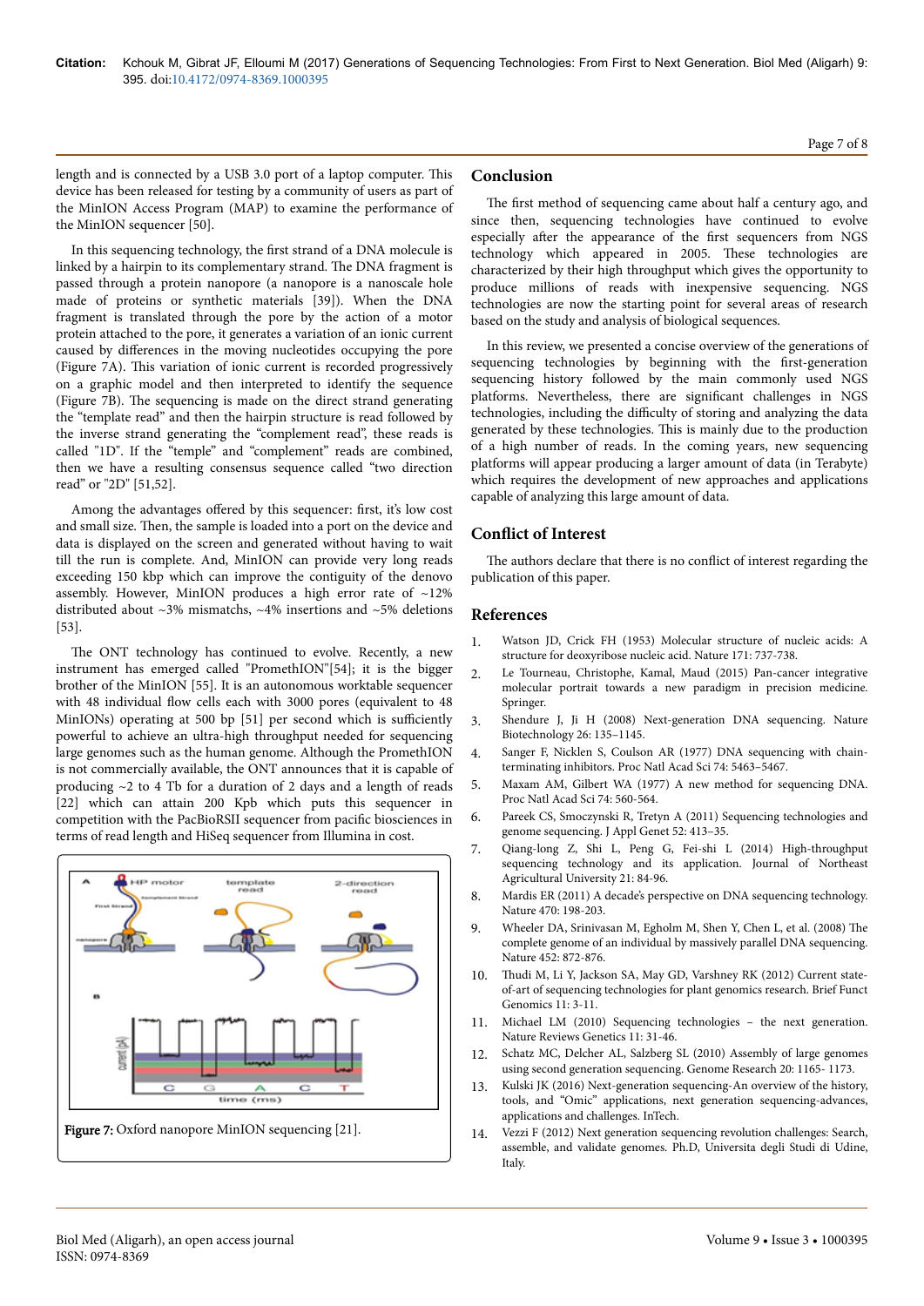length and is connected by a USB 3.0 port of a laptop computer. This device has been released for testing by a community of users as part of the MinION Access Program (MAP) to examine the performance of the MinION sequencer [50].

In this sequencing technology, the first strand of a DNA molecule is linked by a hairpin to its complementary strand. The DNA fragment is passed through a protein nanopore (a nanopore is a nanoscale hole made of proteins or synthetic materials [39]). When the DNA fragment is translated through the pore by the action of a motor protein attached to the pore, it generates a variation of an ionic current caused by differences in the moving nucleotides occupying the pore (Figure 7A). This variation of ionic current is recorded progressively on a graphic model and then interpreted to identify the sequence (Figure 7B). The sequencing is made on the direct strand generating the "template read" and then the hairpin structure is read followed by the inverse strand generating the "complement read", these reads is called "1D". If the "temple" and "complement" reads are combined, then we have a resulting consensus sequence called "two direction read" or "2D" [51,52].

Among the advantages offered by this sequencer: first, it's low cost and small size. Then, the sample is loaded into a port on the device and data is displayed on the screen and generated without having to wait till the run is complete. And, MinION can provide very long reads exceeding 150 kbp which can improve the contiguity of the denovo assembly. However, MinION produces a high error rate of ~12% distributed about ~3% mismatchs, ~4% insertions and ~5% deletions [53].

The ONT technology has continued to evolve. Recently, a new instrument has emerged called "PromethION"[54]; it is the bigger brother of the MinION [55]. It is an autonomous worktable sequencer with 48 individual flow cells each with 3000 pores (equivalent to 48 MinIONs) operating at 500 bp [51] per second which is sufficiently powerful to achieve an ultra-high throughput needed for sequencing large genomes such as the human genome. Although the PromethION is not commercially available, the ONT announces that it is capable of producing ~2 to 4 Tb for a duration of 2 days and a length of reads [22] which can attain 200 Kpb which puts this sequencer in competition with the PacBioRSII sequencer from pacific biosciences in terms of read length and HiSeq sequencer from Illumina in cost.

**Figure 7:** Oxford nanopore MinION sequencing [21].

## Conclusion

The first method of sequencing came about half a century ago, and since then, sequencing technologies have continued to evolve especially after the appearance of the first sequencers from NGS technology which appeared in 2005. These technologies are characterized by their high throughput which gives the opportunity to produce millions of reads with inexpensive sequencing. NGS technologies are now the starting point for several areas of research based on the study and analysis of biological sequences.

In this review, we presented a concise overview of the generations of sequencing technologies by beginning with the first-generation sequencing history followed by the main commonly used NGS platforms. Nevertheless, there are significant challenges in NGS technologies, including the difficulty of storing and analyzing the data generated by these technologies. This is mainly due to the production of a high number of reads. In the coming years, new sequencing platforms will appear producing a larger amount of data (in Terabyte) which requires the development of new approaches and applications capable of analyzing this large amount of data.

## Conflict of Interest

The authors declare that there is no conflict of interest regarding the publication of this paper.

## References

1. Watson JD, Crick FH (1953) Molecular structure of nucleic acids: A structure for deoxyribose nucleic acid. Nature 171: 737-738.
2. Le Tourneau, Christophe, Kamal, Maud (2015) Pan-cancer integrative molecular portrait towards a new paradigm in precision medicine. Springer.
3. Shendure J, Ji H (2008) Next-generation DNA sequencing. Nature Biotechnology 26: 135–1145.
4. Sanger F, Nicklen S, Coulson AR (1977) DNA sequencing with chain-terminating inhibitors. Proc Natl Acad Sci 74: 5463–5467.
5. Maxam AM, Gilbert WA (1977) A new method for sequencing DNA. Proc Natl Acad Sci 74: 560-564.
6. Pareek CS, Smoczynski R, Tretyn A (2011) Sequencing technologies and genome sequencing. J Appl Genet 52: 413–35.
7. Qiang-long Z, Shi L, Peng G, Fei-shi L (2014) High-throughput sequencing technology and its application. Journal of Northeast Agricultural University 21: 84-96.
8. Mardis ER (2011) A decade's perspective on DNA sequencing technology. Nature 470: 198-203.
9. Wheeler DA, Srinivasan M, Egholm M, Shen Y, Chen L, et al. (2008) The complete genome of an individual by massively parallel DNA sequencing. Nature 452: 872-876.
10. Thudi M, Li Y, Jackson SA, May GD, Varshney RK (2012) Current state-of-art of sequencing technologies for plant genomics research. Brief Funct Genomics 11: 3-11.
11. Michael LM (2010) Sequencing technologies – the next generation. Nature Reviews Genetics 11: 31-46.
12. Schatz MC, Delcher AL, Salzberg SL (2010) Assembly of large genomes using second generation sequencing. Genome Research 20: 1165- 1173.
13. Kulski JK (2016) Next-generation sequencing-An overview of the history, tools, and "Omic" applications, next generation sequencing-advances, applications and challenges. InTech.
14. Vezzi F (2012) Next generation sequencing revolution challenges: Search, assemble, and validate genomes. Ph.D, Universita degli Studi di Udine, Italy.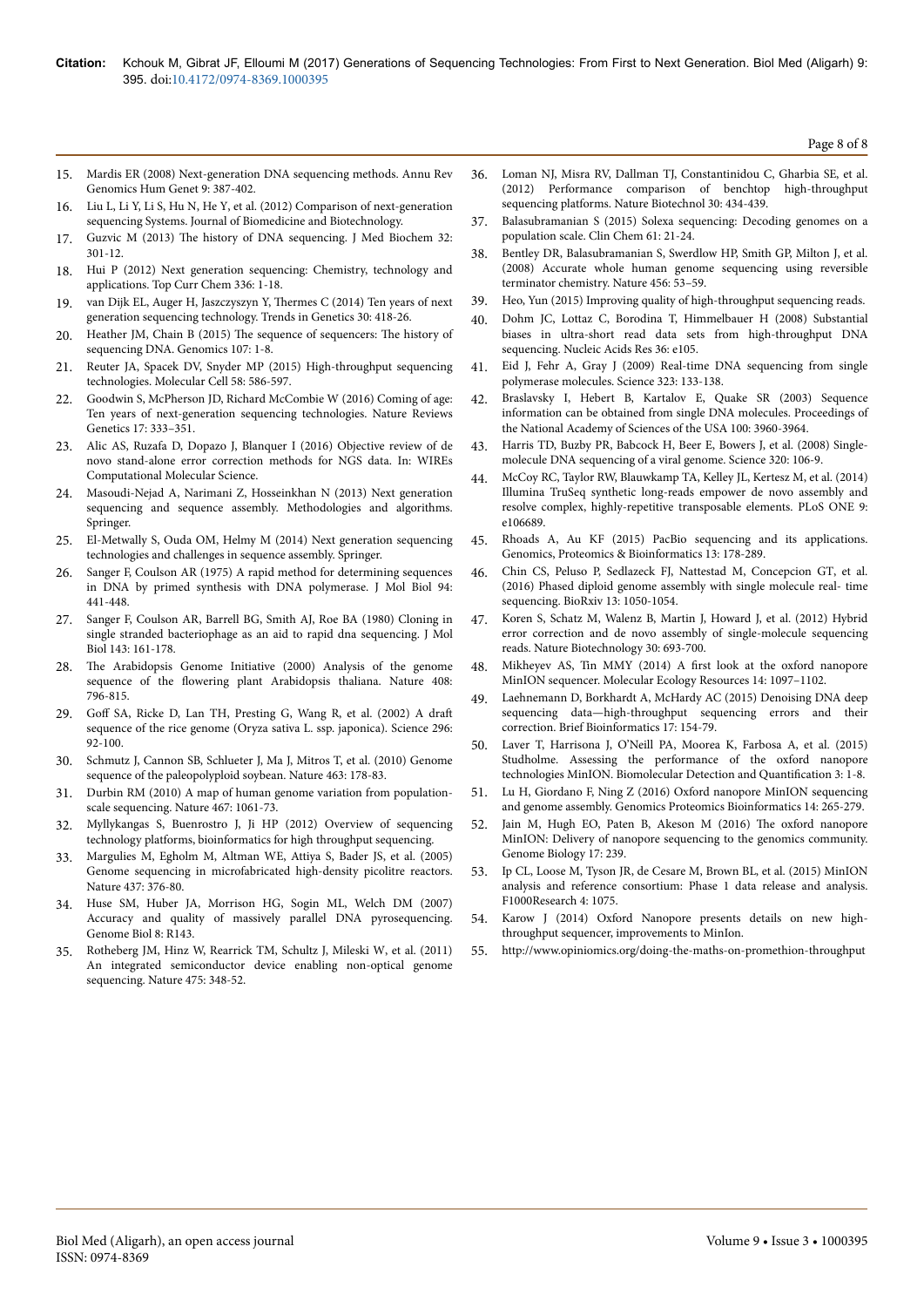15. Mardis ER (2008) Next-generation DNA sequencing methods. Annu Rev Genomics Hum Genet 9: 387-402.
16. Liu L, Li Y, Li S, Hu N, He Y, et al. (2012) Comparison of next-generation sequencing Systems. Journal of Biomedicine and Biotechnology.
17. Guzvic M (2013) The history of DNA sequencing. J Med Biochem 32: 301-12.
18. Hui P (2012) Next generation sequencing: Chemistry, technology and applications. Top Curr Chem 336: 1-18.
19. van Dijk EL, Auger H, Jaszczyszyn Y, Thermes C (2014) Ten years of next generation sequencing technology. Trends in Genetics 30: 418-26.
20. Heather JM, Chain B (2015) The sequence of sequencers: The history of sequencing DNA. Genomics 107: 1-8.
21. Reuter JA, Spacek DV, Snyder MP (2015) High-throughput sequencing technologies. Molecular Cell 58: 586-597.
22. Goodwin S, McPherson JD, Richard McCombie W (2016) Coming of age: Ten years of next-generation sequencing technologies. Nature Reviews Genetics 17: 333–351.
23. Alic AS, Ruzafa D, Dopazo J, Blanquer I (2016) Objective review of de novo stand-alone error correction methods for NGS data. In: WIREs Computational Molecular Science.
24. Masoudi-Nejad A, Narimani Z, Hosseinkhan N (2013) Next generation sequencing and sequence assembly. Methodologies and algorithms. Springer.
25. El-Metwally S, Ouda OM, Helmy M (2014) Next generation sequencing technologies and challenges in sequence assembly. Springer.
26. Sanger F, Coulson AR (1975) A rapid method for determining sequences in DNA by primed synthesis with DNA polymerase. J Mol Biol 94: 441-448.
27. Sanger F, Coulson AR, Barrell BG, Smith AJ, Roe BA (1980) Cloning in single stranded bacteriophage as an aid to rapid dna sequencing. J Mol Biol 143: 161-178.
28. The Arabidopsis Genome Initiative (2000) Analysis of the genome sequence of the flowering plant Arabidopsis thaliana. Nature 408: 796-815.
29. Goff SA, Ricke D, Lan TH, Presting G, Wang R, et al. (2002) A draft sequence of the rice genome (Oryza sativa L. ssp. japonica). Science 296: 92-100.
30. Schmutz J, Cannon SB, Schlueter J, Ma J, Mitros T, et al. (2010) Genome sequence of the paleopolyploid soybean. Nature 463: 178-83.
31. Durbin RM (2010) A map of human genome variation from population-scale sequencing. Nature 467: 1061-73.
32. Myllykangas S, Buenrostro J, Ji HP (2012) Overview of sequencing technology platforms, bioinformatics for high throughput sequencing.
33. Margulies M, Egholm M, Altman WE, Attiya S, Bader JS, et al. (2005) Genome sequencing in microfabricated high-density picolitre reactors. Nature 437: 376-80.
34. Huse SM, Huber JA, Morrison HG, Sogin ML, Welch DM (2007) Accuracy and quality of massively parallel DNA pyrosequencing. Genome Biol 8: R143.
35. Rotheberg JM, Hinz W, Rearrick TM, Schultz J, Mileski W, et al. (2011) An integrated semiconductor device enabling non-optical genome sequencing. Nature 475: 348-52.
36. Loman NJ, Misra RV, Dallman TJ, Constantinidou C, Gharbia SE, et al. (2012) Performance comparison of benchtop high-throughput sequencing platforms. Nature Biotechnol 30: 434-439.
37. Balasubramanian S (2015) Solexa sequencing: Decoding genomes on a population scale. Clin Chem 61: 21-24.
38. Bentley DR, Balasubramanian S, Swerdlow HP, Smith GP, Milton J, et al. (2008) Accurate whole human genome sequencing using reversible terminator chemistry. Nature 456: 53–59.
39. Heo, Yun (2015) Improving quality of high-throughput sequencing reads.
40. Dohm JC, Lottaz C, Borodina T, Himmelbauer H (2008) Substantial biases in ultra-short read data sets from high-throughput DNA sequencing. Nucleic Acids Res 36: e105.
41. Eid J, Fehr A, Gray J (2009) Real-time DNA sequencing from single polymerase molecules. Science 323: 133-138.
42. Braslavsky I, Hebert B, Kartalov E, Quake SR (2003) Sequence information can be obtained from single DNA molecules. Proceedings of the National Academy of Sciences of the USA 100: 3960-3964.
43. Harris TD, Buzby PR, Babcock H, Beer E, Bowers J, et al. (2008) Single-molecule DNA sequencing of a viral genome. Science 320: 106-9.
44. McCoy RC, Taylor RW, Blauwkamp TA, Kelley JL, Kertesz M, et al. (2014) Illumina TruSeq synthetic long-reads empower de novo assembly and resolve complex, highly-repetitive transposable elements. PLoS ONE 9: e106689.
45. Rhoads A, Au KF (2015) PacBio sequencing and its applications. Genomics, Proteomics & Bioinformatics 13: 178-289.
46. Chin CS, Peluso P, Sedlazeck FJ, Nattestad M, Concepcion GT, et al. (2016) Phased diploid genome assembly with single molecule real- time sequencing. BioRxiv 13: 1050-1054.
47. Koren S, Schatz M, Walenz B, Martin J, Howard J, et al. (2012) Hybrid error correction and de novo assembly of single-molecule sequencing reads. Nature Biotechnology 30: 693-700.
48. Mikheyev AS, Tin MMY (2014) A first look at the oxford nanopore MinION sequencer. Molecular Ecology Resources 14: 1097–1102.
49. Laehnemann D, Borkhardt A, McHardy AC (2015) Denoising DNA deep sequencing data—high-throughput sequencing errors and their correction. Brief Bioinformatics 17: 154-79.
50. Laver T, Harrisona J, O'Neill PA, Moorea K, Farbosa A, et al. (2015) Studholme. Assessing the performance of the oxford nanopore technologies MinION. Biomolecular Detection and Quantification 3: 1-8.
51. Lu H, Giordano F, Ning Z (2016) Oxford nanopore MinION sequencing and genome assembly. Genomics Proteomics Bioinformatics 14: 265-279.
52. Jain M, Hugh EO, Paten B, Akeson M (2016) The oxford nanopore MinION: Delivery of nanopore sequencing to the genomics community. Genome Biology 17: 239.
53. Ip CL, Loose M, Tyson JR, de Cesare M, Brown BL, et al. (2015) MinION analysis and reference consortium: Phase 1 data release and analysis. F1000Research 4: 1075.
54. Karow J (2014) Oxford Nanopore presents details on new high-throughput sequencer, improvements to MinIon.
55. http://www.opiniomics.org/doing-the-maths-on-promethion-throughput